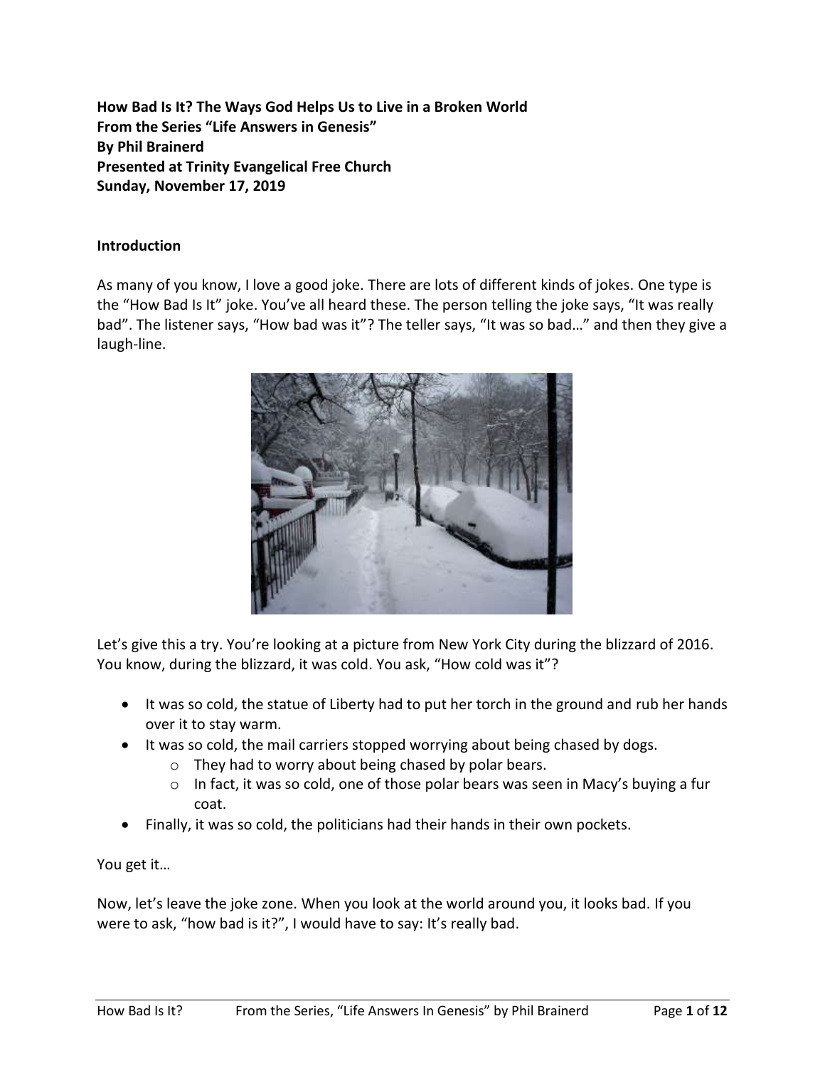**How Bad Is It? The Ways God Helps Us to Live in a Broken World**
**From the Series "Life Answers in Genesis"**
**By Phil Brainerd**
**Presented at Trinity Evangelical Free Church**
**Sunday, November 17, 2019**

## Introduction

As many of you know, I love a good joke. There are lots of different kinds of jokes. One type is the "How Bad Is It" joke. You've all heard these. The person telling the joke says, "It was really bad". The listener says, "How bad was it"? The teller says, "It was so bad…" and then they give a laugh-line.

Let's give this a try. You're looking at a picture from New York City during the blizzard of 2016. You know, during the blizzard, it was cold. You ask, "How cold was it"?

- It was so cold, the statue of Liberty had to put her torch in the ground and rub her hands over it to stay warm.
- It was so cold, the mail carriers stopped worrying about being chased by dogs.
    - They had to worry about being chased by polar bears.
    - In fact, it was so cold, one of those polar bears was seen in Macy's buying a fur coat.
- Finally, it was so cold, the politicians had their hands in their own pockets.

You get it…

Now, let's leave the joke zone. When you look at the world around you, it looks bad. If you were to ask, "how bad is it?", I would have to say: It's really bad.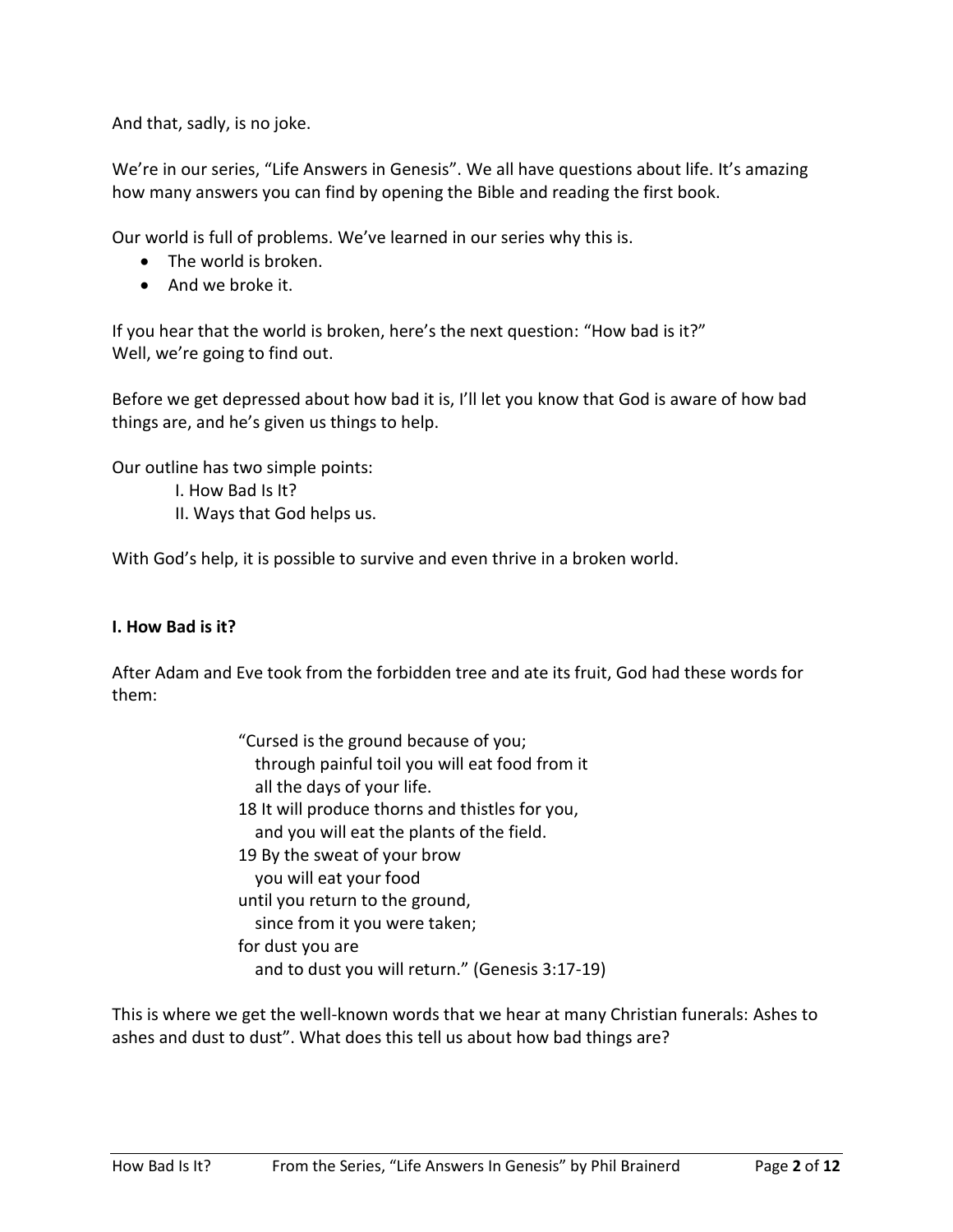And that, sadly, is no joke.

We're in our series, "Life Answers in Genesis". We all have questions about life. It's amazing how many answers you can find by opening the Bible and reading the first book.

Our world is full of problems. We've learned in our series why this is.

- The world is broken.
- And we broke it.

If you hear that the world is broken, here's the next question: "How bad is it?"
Well, we're going to find out.

Before we get depressed about how bad it is, I'll let you know that God is aware of how bad things are, and he's given us things to help.

Our outline has two simple points:

I. How Bad Is It?
II. Ways that God helps us.

With God's help, it is possible to survive and even thrive in a broken world.

**I. How Bad is it?**

After Adam and Eve took from the forbidden tree and ate its fruit, God had these words for them:

> "Cursed is the ground because of you;
> through painful toil you will eat food from it
> all the days of your life.
> 18 It will produce thorns and thistles for you,
> and you will eat the plants of the field.
> 19 By the sweat of your brow
> you will eat your food
> until you return to the ground,
> since from it you were taken;
> for dust you are
> and to dust you will return." (Genesis 3:17-19)

This is where we get the well-known words that we hear at many Christian funerals: Ashes to ashes and dust to dust". What does this tell us about how bad things are?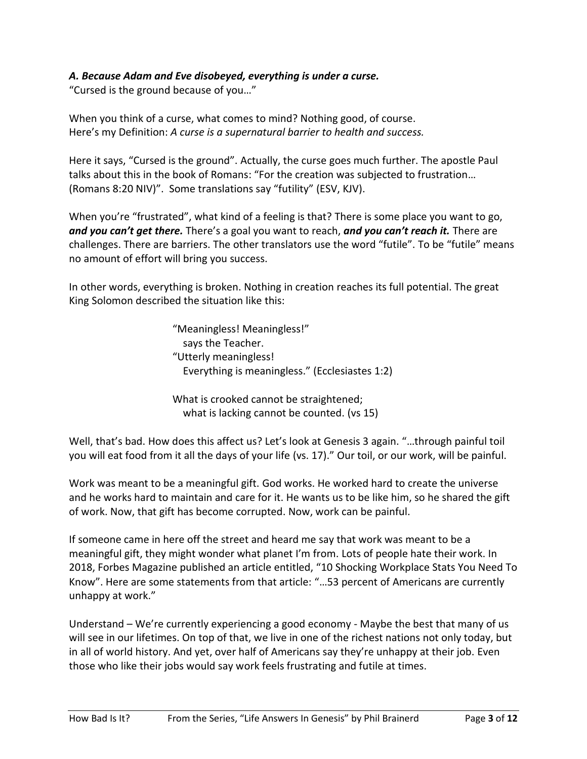***A. Because Adam and Eve disobeyed, everything is under a curse.***
"Cursed is the ground because of you…"

When you think of a curse, what comes to mind? Nothing good, of course.
Here's my Definition: *A curse is a supernatural barrier to health and success.*

Here it says, "Cursed is the ground". Actually, the curse goes much further. The apostle Paul talks about this in the book of Romans: "For the creation was subjected to frustration… (Romans 8:20 NIV)". Some translations say "futility" (ESV, KJV).

When you're "frustrated", what kind of a feeling is that? There is some place you want to go, ***and you can't get there.*** There's a goal you want to reach, ***and you can't reach it.*** There are challenges. There are barriers. The other translators use the word "futile". To be "futile" means no amount of effort will bring you success.

In other words, everything is broken. Nothing in creation reaches its full potential. The great King Solomon described the situation like this:

> "Meaningless! Meaningless!"
> says the Teacher.
> "Utterly meaningless!
> Everything is meaningless." (Ecclesiastes 1:2)
>
> What is crooked cannot be straightened;
> what is lacking cannot be counted. (vs 15)

Well, that's bad. How does this affect us? Let's look at Genesis 3 again. "…through painful toil you will eat food from it all the days of your life (vs. 17)." Our toil, or our work, will be painful.

Work was meant to be a meaningful gift. God works. He worked hard to create the universe and he works hard to maintain and care for it. He wants us to be like him, so he shared the gift of work. Now, that gift has become corrupted. Now, work can be painful.

If someone came in here off the street and heard me say that work was meant to be a meaningful gift, they might wonder what planet I'm from. Lots of people hate their work. In 2018, Forbes Magazine published an article entitled, "10 Shocking Workplace Stats You Need To Know". Here are some statements from that article: "…53 percent of Americans are currently unhappy at work."

Understand – We're currently experiencing a good economy - Maybe the best that many of us will see in our lifetimes. On top of that, we live in one of the richest nations not only today, but in all of world history. And yet, over half of Americans say they're unhappy at their job. Even those who like their jobs would say work feels frustrating and futile at times.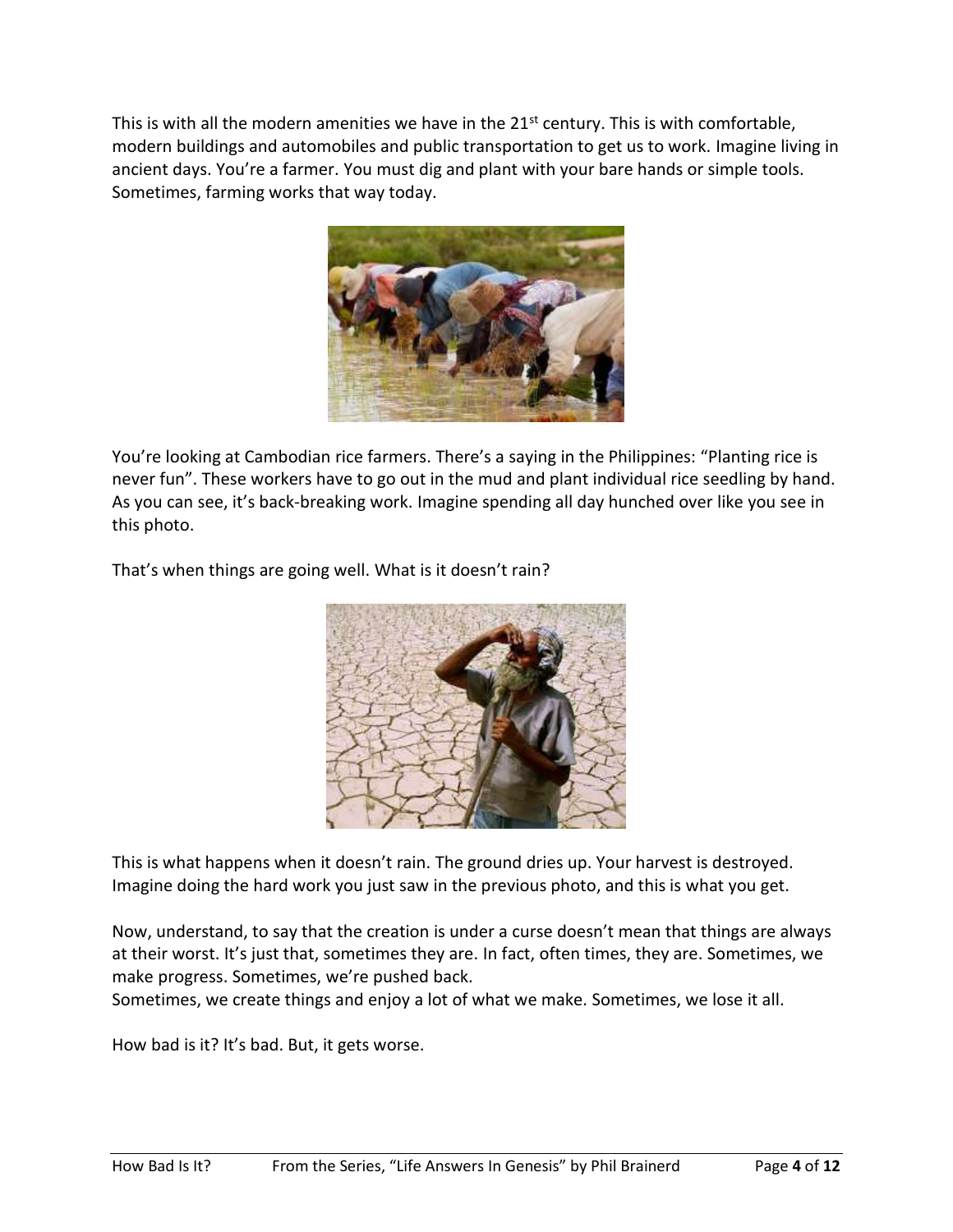This is with all the modern amenities we have in the 21st century. This is with comfortable, modern buildings and automobiles and public transportation to get us to work. Imagine living in ancient days. You're a farmer. You must dig and plant with your bare hands or simple tools. Sometimes, farming works that way today.

You're looking at Cambodian rice farmers. There's a saying in the Philippines: "Planting rice is never fun". These workers have to go out in the mud and plant individual rice seedling by hand. As you can see, it's back-breaking work. Imagine spending all day hunched over like you see in this photo.

That's when things are going well. What is it doesn't rain?

This is what happens when it doesn't rain. The ground dries up. Your harvest is destroyed. Imagine doing the hard work you just saw in the previous photo, and this is what you get.

Now, understand, to say that the creation is under a curse doesn't mean that things are always at their worst. It's just that, sometimes they are. In fact, often times, they are. Sometimes, we make progress. Sometimes, we're pushed back.
Sometimes, we create things and enjoy a lot of what we make. Sometimes, we lose it all.

How bad is it? It's bad. But, it gets worse.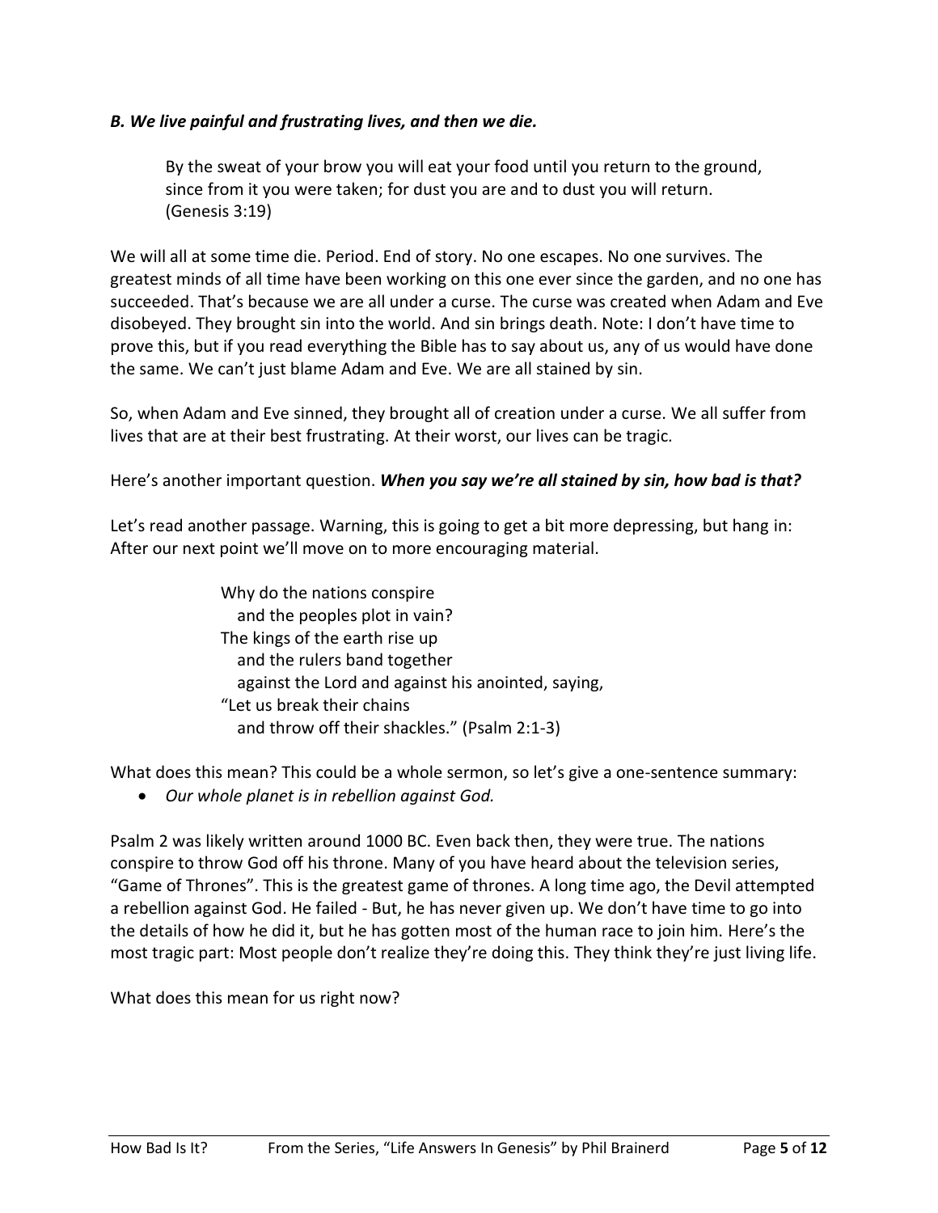***B. We live painful and frustrating lives, and then we die.***

> By the sweat of your brow you will eat your food until you return to the ground, since from it you were taken; for dust you are and to dust you will return. (Genesis 3:19)

We will all at some time die. Period. End of story. No one escapes. No one survives. The greatest minds of all time have been working on this one ever since the garden, and no one has succeeded. That's because we are all under a curse. The curse was created when Adam and Eve disobeyed. They brought sin into the world. And sin brings death. Note: I don't have time to prove this, but if you read everything the Bible has to say about us, any of us would have done the same. We can't just blame Adam and Eve. We are all stained by sin.

So, when Adam and Eve sinned, they brought all of creation under a curse. We all suffer from lives that are at their best frustrating. At their worst, our lives can be tragic.

Here's another important question. ***When you say we're all stained by sin, how bad is that?***

Let's read another passage. Warning, this is going to get a bit more depressing, but hang in: After our next point we'll move on to more encouraging material.

> Why do the nations conspire
> and the peoples plot in vain?
> The kings of the earth rise up
> and the rulers band together
> against the Lord and against his anointed, saying,
> "Let us break their chains
> and throw off their shackles." (Psalm 2:1-3)

What does this mean? This could be a whole sermon, so let's give a one-sentence summary:

- *Our whole planet is in rebellion against God.*

Psalm 2 was likely written around 1000 BC. Even back then, they were true. The nations conspire to throw God off his throne. Many of you have heard about the television series, "Game of Thrones". This is the greatest game of thrones. A long time ago, the Devil attempted a rebellion against God. He failed - But, he has never given up. We don't have time to go into the details of how he did it, but he has gotten most of the human race to join him. Here's the most tragic part: Most people don't realize they're doing this. They think they're just living life.

What does this mean for us right now?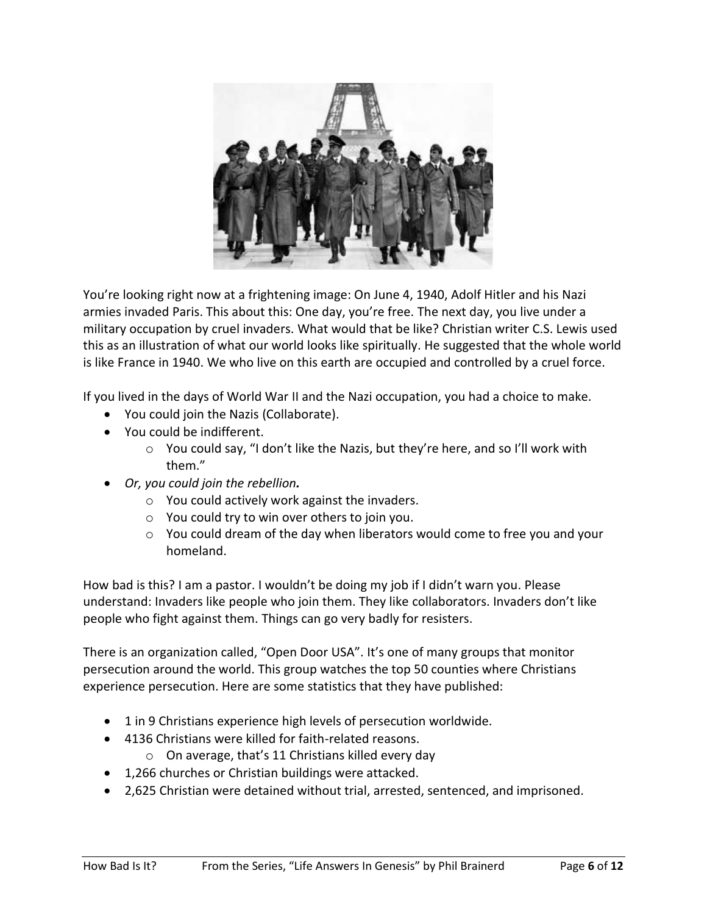You're looking right now at a frightening image: On June 4, 1940, Adolf Hitler and his Nazi armies invaded Paris. This about this: One day, you're free. The next day, you live under a military occupation by cruel invaders. What would that be like? Christian writer C.S. Lewis used this as an illustration of what our world looks like spiritually. He suggested that the whole world is like France in 1940. We who live on this earth are occupied and controlled by a cruel force.

If you lived in the days of World War II and the Nazi occupation, you had a choice to make.

- You could join the Nazis (Collaborate).
- You could be indifferent.
  - You could say, "I don't like the Nazis, but they're here, and so I'll work with them."
- ***Or, you could join the rebellion.***
  - You could actively work against the invaders.
  - You could try to win over others to join you.
  - You could dream of the day when liberators would come to free you and your homeland.

How bad is this? I am a pastor. I wouldn't be doing my job if I didn't warn you. Please understand: Invaders like people who join them. They like collaborators. Invaders don't like people who fight against them. Things can go very badly for resisters.

There is an organization called, "Open Door USA". It's one of many groups that monitor persecution around the world. This group watches the top 50 counties where Christians experience persecution. Here are some statistics that they have published:

- 1 in 9 Christians experience high levels of persecution worldwide.
- 4136 Christians were killed for faith-related reasons.
  - On average, that's 11 Christians killed every day
- 1,266 churches or Christian buildings were attacked.
- 2,625 Christian were detained without trial, arrested, sentenced, and imprisoned.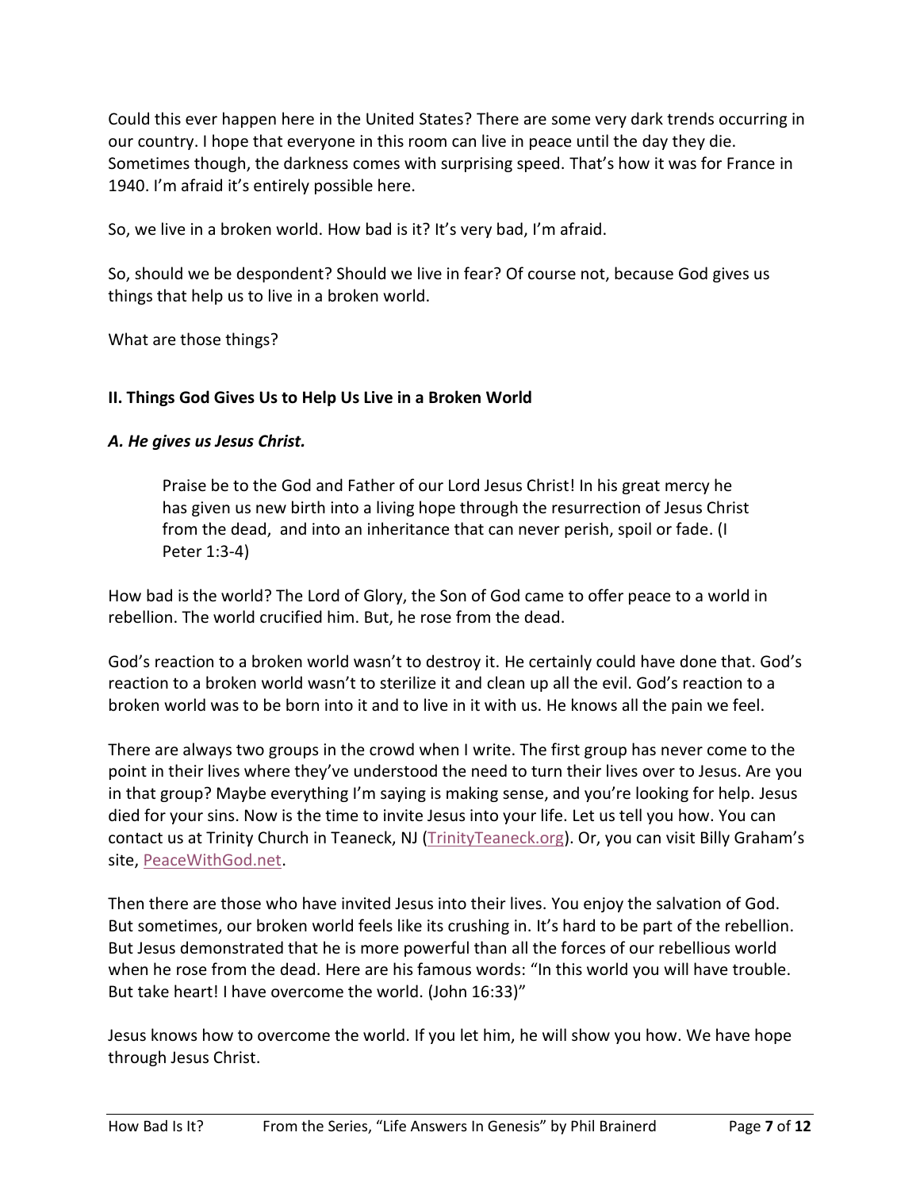Could this ever happen here in the United States? There are some very dark trends occurring in our country. I hope that everyone in this room can live in peace until the day they die. Sometimes though, the darkness comes with surprising speed. That's how it was for France in 1940. I'm afraid it's entirely possible here.

So, we live in a broken world. How bad is it? It's very bad, I'm afraid.

So, should we be despondent? Should we live in fear? Of course not, because God gives us things that help us to live in a broken world.

What are those things?

## II. Things God Gives Us to Help Us Live in a Broken World

### *A. He gives us Jesus Christ.*

> Praise be to the God and Father of our Lord Jesus Christ! In his great mercy he has given us new birth into a living hope through the resurrection of Jesus Christ from the dead, and into an inheritance that can never perish, spoil or fade. (I Peter 1:3-4)

How bad is the world? The Lord of Glory, the Son of God came to offer peace to a world in rebellion. The world crucified him. But, he rose from the dead.

God's reaction to a broken world wasn't to destroy it. He certainly could have done that. God's reaction to a broken world wasn't to sterilize it and clean up all the evil. God's reaction to a broken world was to be born into it and to live in it with us. He knows all the pain we feel.

There are always two groups in the crowd when I write. The first group has never come to the point in their lives where they've understood the need to turn their lives over to Jesus. Are you in that group? Maybe everything I'm saying is making sense, and you're looking for help. Jesus died for your sins. Now is the time to invite Jesus into your life. Let us tell you how. You can contact us at Trinity Church in Teaneck, NJ (TrinityTeaneck.org). Or, you can visit Billy Graham's site, PeaceWithGod.net.

Then there are those who have invited Jesus into their lives. You enjoy the salvation of God. But sometimes, our broken world feels like its crushing in. It's hard to be part of the rebellion. But Jesus demonstrated that he is more powerful than all the forces of our rebellious world when he rose from the dead. Here are his famous words: "In this world you will have trouble. But take heart! I have overcome the world. (John 16:33)"

Jesus knows how to overcome the world. If you let him, he will show you how. We have hope through Jesus Christ.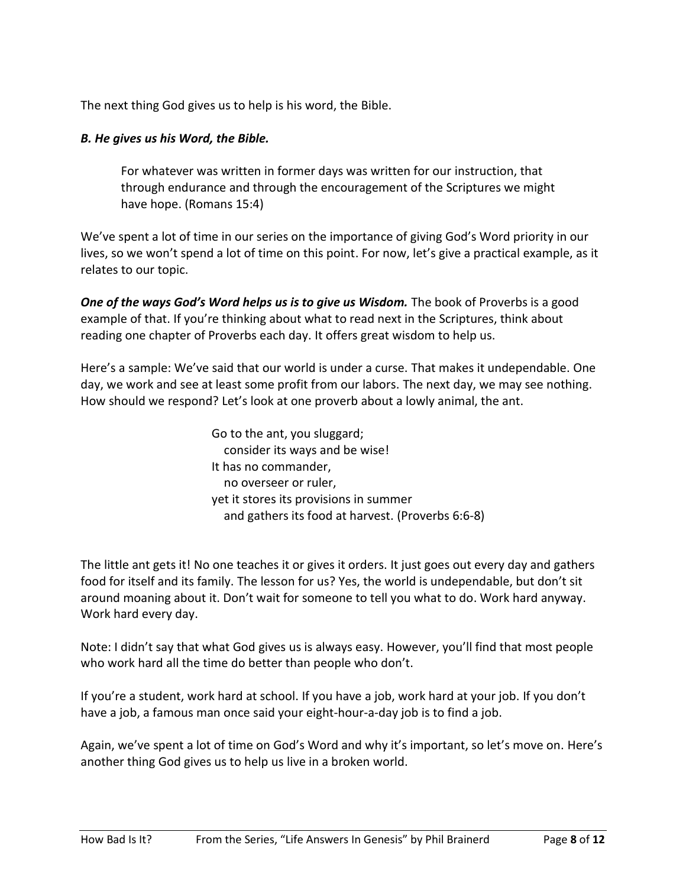The next thing God gives us to help is his word, the Bible.

***B. He gives us his Word, the Bible.***

> For whatever was written in former days was written for our instruction, that through endurance and through the encouragement of the Scriptures we might have hope. (Romans 15:4)

We've spent a lot of time in our series on the importance of giving God's Word priority in our lives, so we won't spend a lot of time on this point. For now, let's give a practical example, as it relates to our topic.

***One of the ways God's Word helps us is to give us Wisdom.*** The book of Proverbs is a good example of that. If you're thinking about what to read next in the Scriptures, think about reading one chapter of Proverbs each day. It offers great wisdom to help us.

Here's a sample: We've said that our world is under a curse. That makes it undependable. One day, we work and see at least some profit from our labors. The next day, we may see nothing. How should we respond? Let's look at one proverb about a lowly animal, the ant.

> Go to the ant, you sluggard;
> consider its ways and be wise!
> It has no commander,
> no overseer or ruler,
> yet it stores its provisions in summer
> and gathers its food at harvest. (Proverbs 6:6-8)

The little ant gets it! No one teaches it or gives it orders. It just goes out every day and gathers food for itself and its family. The lesson for us? Yes, the world is undependable, but don't sit around moaning about it. Don't wait for someone to tell you what to do. Work hard anyway. Work hard every day.

Note: I didn't say that what God gives us is always easy. However, you'll find that most people who work hard all the time do better than people who don't.

If you're a student, work hard at school. If you have a job, work hard at your job. If you don't have a job, a famous man once said your eight-hour-a-day job is to find a job.

Again, we've spent a lot of time on God's Word and why it's important, so let's move on. Here's another thing God gives us to help us live in a broken world.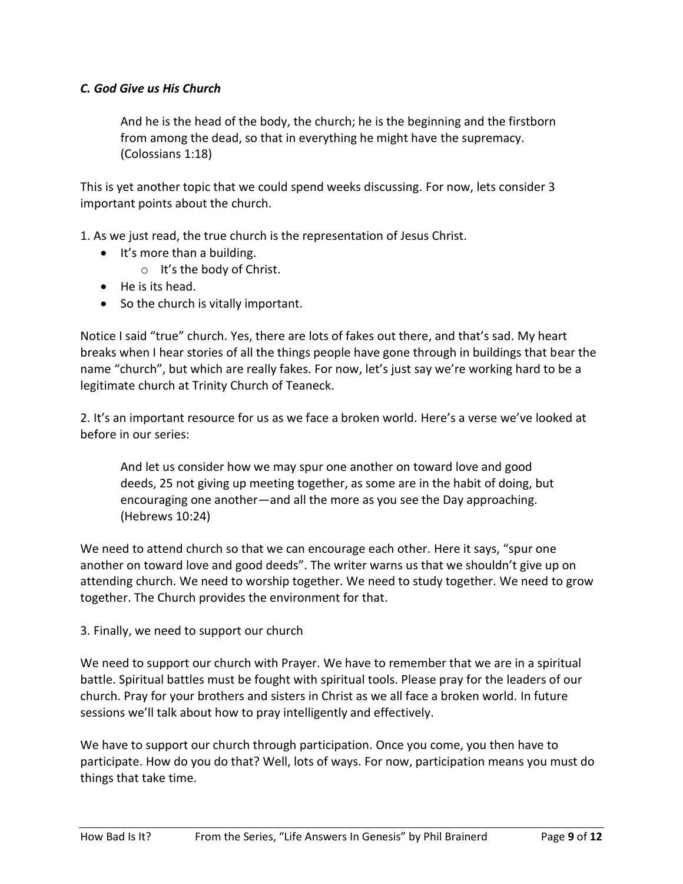### *C. God Give us His Church*

> And he is the head of the body, the church; he is the beginning and the firstborn from among the dead, so that in everything he might have the supremacy. (Colossians 1:18)

This is yet another topic that we could spend weeks discussing. For now, lets consider 3 important points about the church.

1. As we just read, the true church is the representation of Jesus Christ.
   - It's more than a building.
     - It's the body of Christ.
   - He is its head.
   - So the church is vitally important.

Notice I said "true" church. Yes, there are lots of fakes out there, and that's sad. My heart breaks when I hear stories of all the things people have gone through in buildings that bear the name "church", but which are really fakes. For now, let's just say we're working hard to be a legitimate church at Trinity Church of Teaneck.

2. It's an important resource for us as we face a broken world. Here's a verse we've looked at before in our series:

> And let us consider how we may spur one another on toward love and good deeds, 25 not giving up meeting together, as some are in the habit of doing, but encouraging one another—and all the more as you see the Day approaching. (Hebrews 10:24)

We need to attend church so that we can encourage each other. Here it says, "spur one another on toward love and good deeds". The writer warns us that we shouldn't give up on attending church. We need to worship together. We need to study together. We need to grow together. The Church provides the environment for that.

3. Finally, we need to support our church

We need to support our church with Prayer. We have to remember that we are in a spiritual battle. Spiritual battles must be fought with spiritual tools. Please pray for the leaders of our church. Pray for your brothers and sisters in Christ as we all face a broken world. In future sessions we'll talk about how to pray intelligently and effectively.

We have to support our church through participation. Once you come, you then have to participate. How do you do that? Well, lots of ways. For now, participation means you must do things that take time.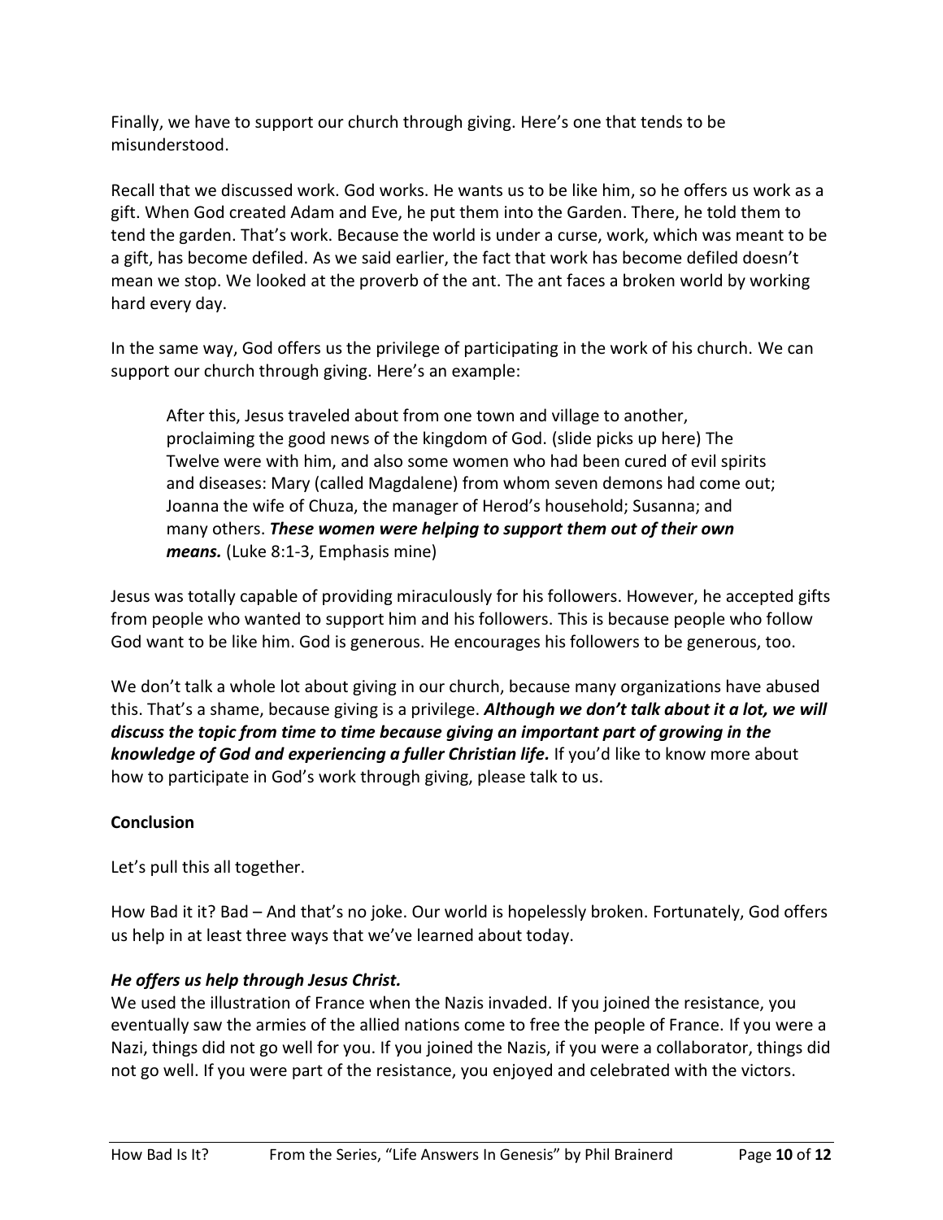Finally, we have to support our church through giving. Here's one that tends to be misunderstood.

Recall that we discussed work. God works. He wants us to be like him, so he offers us work as a gift. When God created Adam and Eve, he put them into the Garden. There, he told them to tend the garden. That's work. Because the world is under a curse, work, which was meant to be a gift, has become defiled. As we said earlier, the fact that work has become defiled doesn't mean we stop. We looked at the proverb of the ant. The ant faces a broken world by working hard every day.

In the same way, God offers us the privilege of participating in the work of his church. We can support our church through giving. Here's an example:

> After this, Jesus traveled about from one town and village to another, proclaiming the good news of the kingdom of God. (slide picks up here) The Twelve were with him, and also some women who had been cured of evil spirits and diseases: Mary (called Magdalene) from whom seven demons had come out; Joanna the wife of Chuza, the manager of Herod's household; Susanna; and many others. ***These women were helping to support them out of their own means.*** (Luke 8:1-3, Emphasis mine)

Jesus was totally capable of providing miraculously for his followers. However, he accepted gifts from people who wanted to support him and his followers. This is because people who follow God want to be like him. God is generous. He encourages his followers to be generous, too.

We don't talk a whole lot about giving in our church, because many organizations have abused this. That's a shame, because giving is a privilege. ***Although we don't talk about it a lot, we will discuss the topic from time to time because giving an important part of growing in the knowledge of God and experiencing a fuller Christian life.*** If you'd like to know more about how to participate in God's work through giving, please talk to us.

**Conclusion**

Let's pull this all together.

How Bad it it? Bad – And that's no joke. Our world is hopelessly broken. Fortunately, God offers us help in at least three ways that we've learned about today.

***He offers us help through Jesus Christ.***

We used the illustration of France when the Nazis invaded. If you joined the resistance, you eventually saw the armies of the allied nations come to free the people of France. If you were a Nazi, things did not go well for you. If you joined the Nazis, if you were a collaborator, things did not go well. If you were part of the resistance, you enjoyed and celebrated with the victors.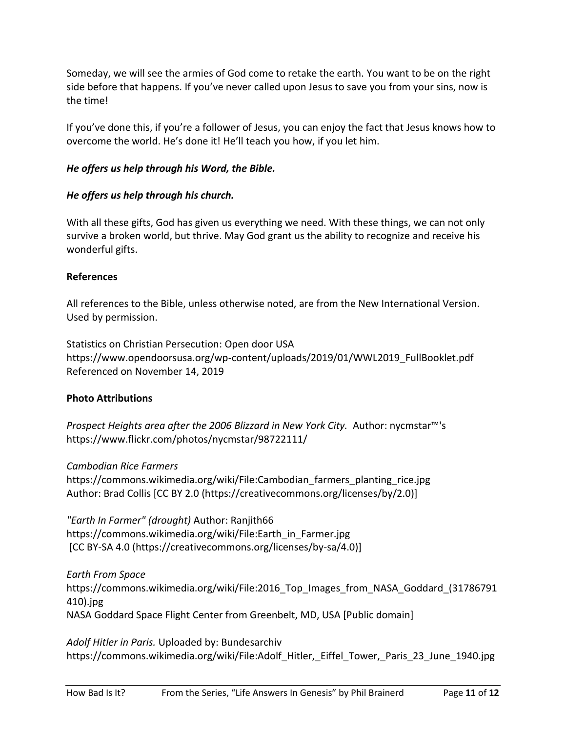Someday, we will see the armies of God come to retake the earth. You want to be on the right side before that happens. If you've never called upon Jesus to save you from your sins, now is the time!

If you've done this, if you're a follower of Jesus, you can enjoy the fact that Jesus knows how to overcome the world. He's done it! He'll teach you how, if you let him.

***He offers us help through his Word, the Bible.***

***He offers us help through his church.***

With all these gifts, God has given us everything we need. With these things, we can not only survive a broken world, but thrive. May God grant us the ability to recognize and receive his wonderful gifts.

**References**

All references to the Bible, unless otherwise noted, are from the New International Version. Used by permission.

Statistics on Christian Persecution: Open door USA
https://www.opendoorsusa.org/wp-content/uploads/2019/01/WWL2019_FullBooklet.pdf
Referenced on November 14, 2019

**Photo Attributions**

*Prospect Heights area after the 2006 Blizzard in New York City.* Author: nycmstar™'s
https://www.flickr.com/photos/nycmstar/98722111/

*Cambodian Rice Farmers*
https://commons.wikimedia.org/wiki/File:Cambodian_farmers_planting_rice.jpg
Author: Brad Collis [CC BY 2.0 (https://creativecommons.org/licenses/by/2.0)]

*"Earth In Farmer" (drought)* Author: Ranjith66
https://commons.wikimedia.org/wiki/File:Earth_in_Farmer.jpg
[CC BY-SA 4.0 (https://creativecommons.org/licenses/by-sa/4.0)]

*Earth From Space*
https://commons.wikimedia.org/wiki/File:2016_Top_Images_from_NASA_Goddard_(31786791410).jpg
NASA Goddard Space Flight Center from Greenbelt, MD, USA [Public domain]

*Adolf Hitler in Paris.* Uploaded by: Bundesarchiv
https://commons.wikimedia.org/wiki/File:Adolf_Hitler,_Eiffel_Tower,_Paris_23_June_1940.jpg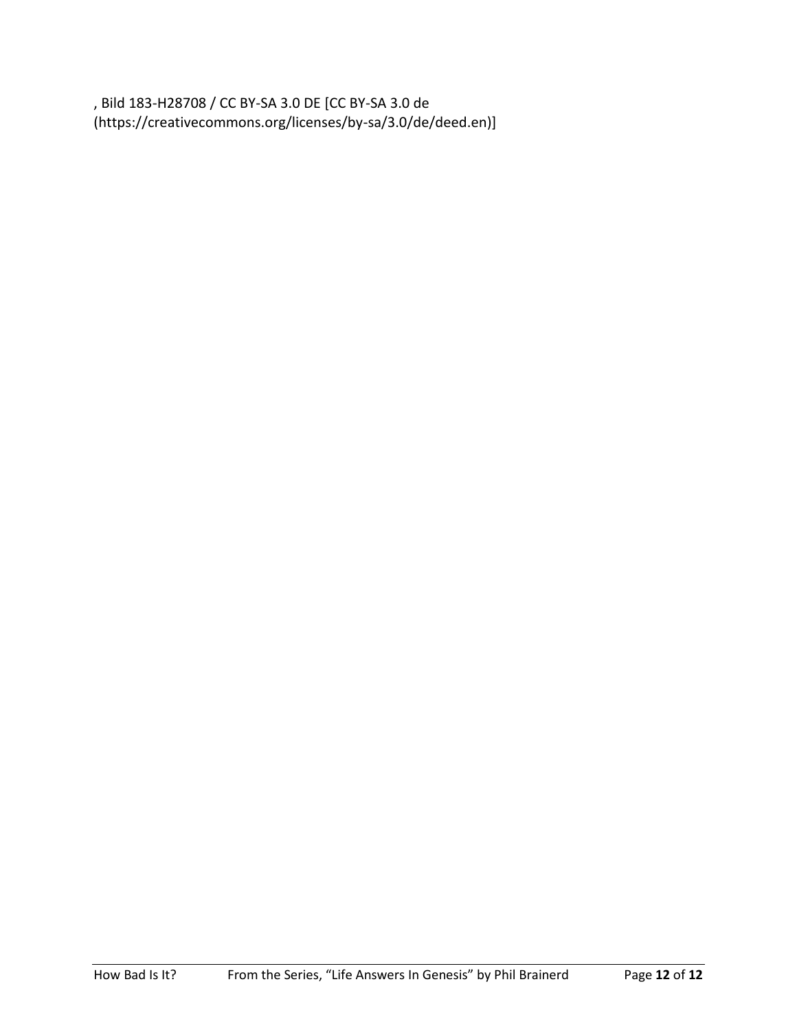, Bild 183-H28708 / CC BY-SA 3.0 DE [CC BY-SA 3.0 de (https://creativecommons.org/licenses/by-sa/3.0/de/deed.en)]